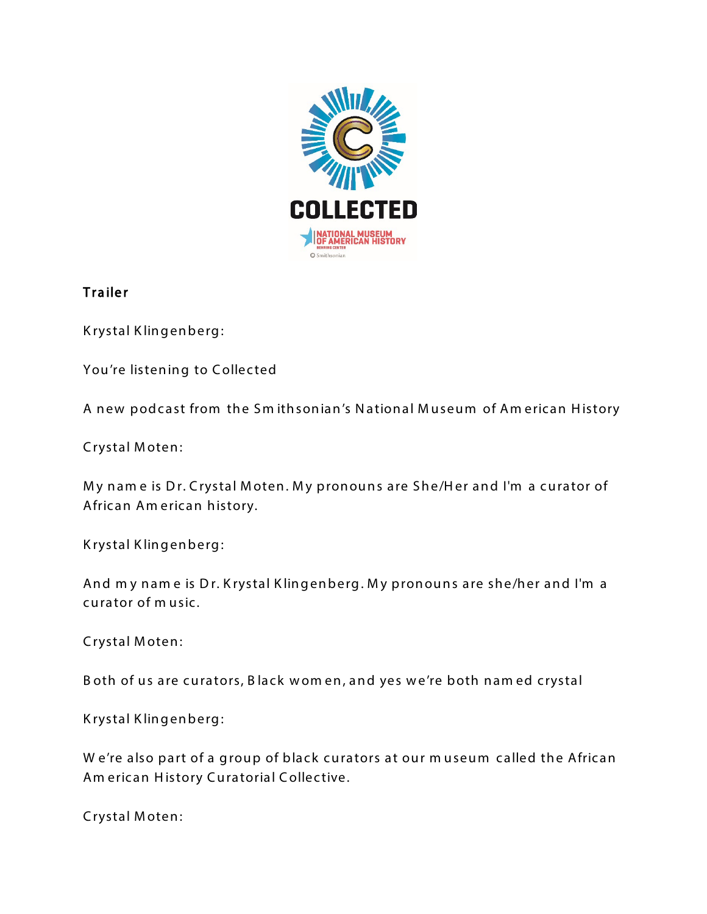**Trailer**

Krystal Klingenberg:

You're listening to Collected

A new podcast from the Smithsonian's National Museum of American History

Crystal Moten:

My name is Dr. Crystal Moten. My pronouns are She/Her and I'm a curator of African American history.

Krystal Klingenberg:

And my name is Dr. Krystal Klingenberg. My pronouns are she/her and I'm a curator of music.

Crystal Moten:

Both of us are curators, Black women, and yes we're both named crystal

Krystal Klingenberg:

We're also part of a group of black curators at our museum called the African American History Curatorial Collective.

Crystal Moten: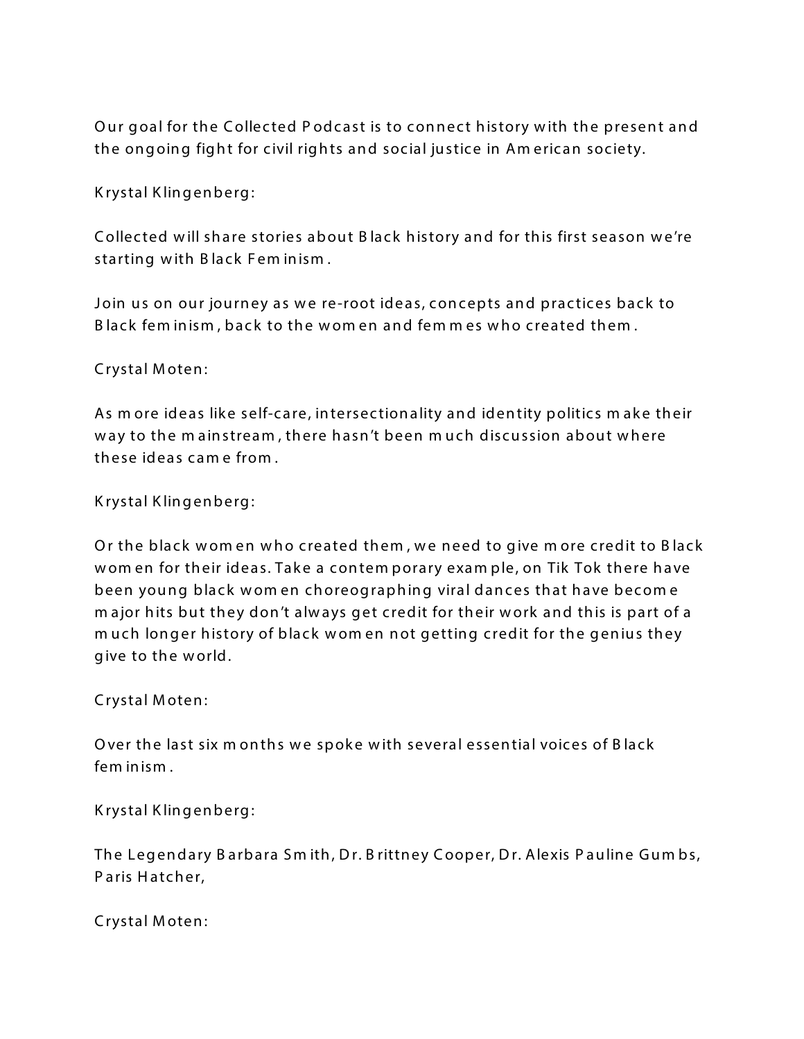Our goal for the Collected Podcast is to connect history with the present and the ongoing fight for civil rights and social justice in American society.

Krystal Klingenberg:

Collected will share stories about Black history and for this first season we're starting with Black Feminism.

Join us on our journey as we re-root ideas, concepts and practices back to Black feminism, back to the women and femmes who created them.

Crystal Moten:

As more ideas like self-care, intersectionality and identity politics make their way to the mainstream, there hasn't been much discussion about where these ideas came from.

Krystal Klingenberg:

Or the black women who created them, we need to give more credit to Black women for their ideas. Take a contemporary example, on Tik Tok there have been young black women choreographing viral dances that have become major hits but they don't always get credit for their work and this is part of a much longer history of black women not getting credit for the genius they give to the world.

Crystal Moten:

Over the last six months we spoke with several essential voices of Black feminism.

Krystal Klingenberg:

The Legendary Barbara Smith, Dr. Brittney Cooper, Dr. Alexis Pauline Gumbs, Paris Hatcher,

Crystal Moten: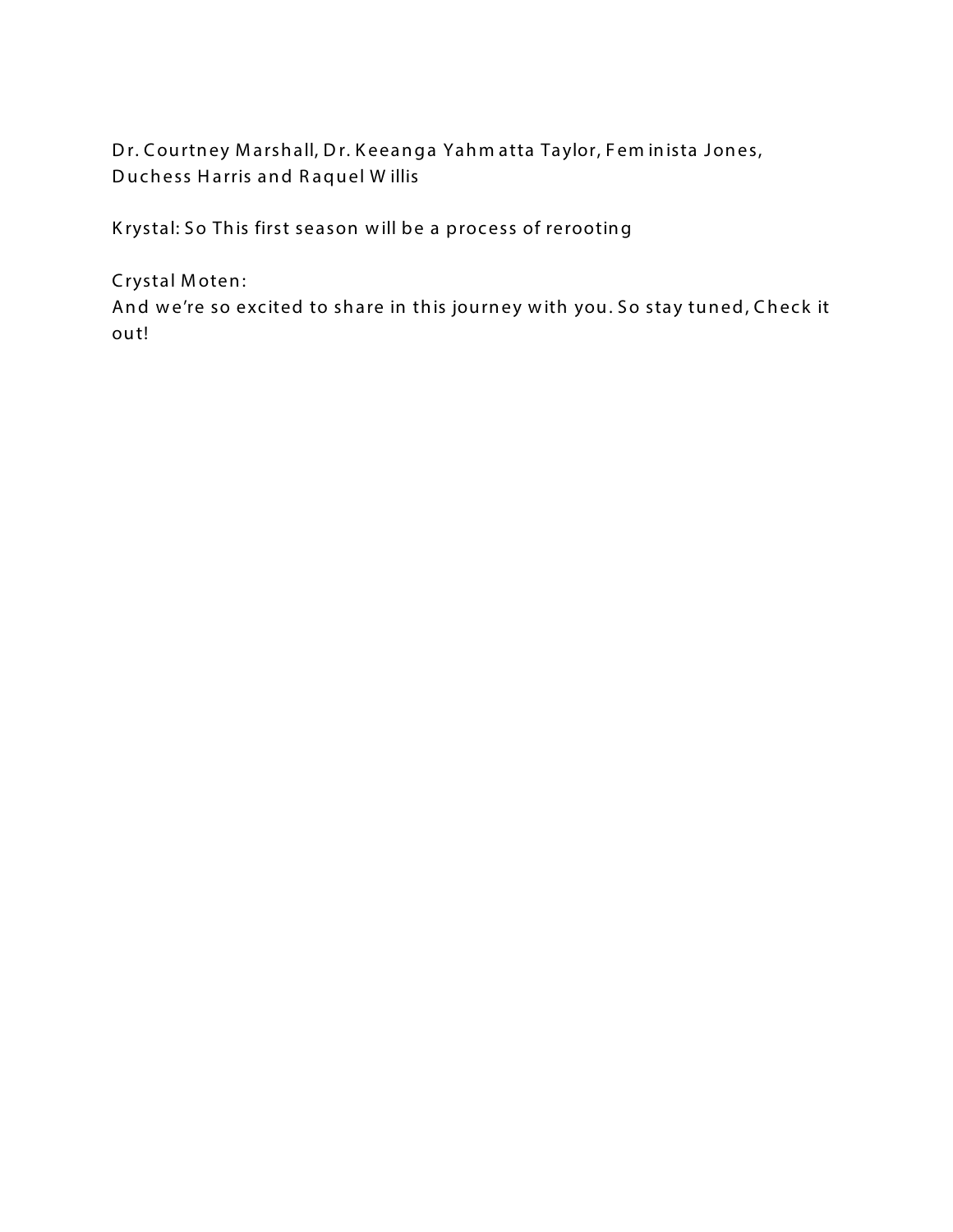Dr. Courtney Marshall, Dr. Keeanga Yahmatta Taylor, Feminista Jones, Duchess Harris and Raquel Willis

Krystal: So This first season will be a process of rerooting

Crystal Moten:
And we're so excited to share in this journey with you. So stay tuned, Check it out!